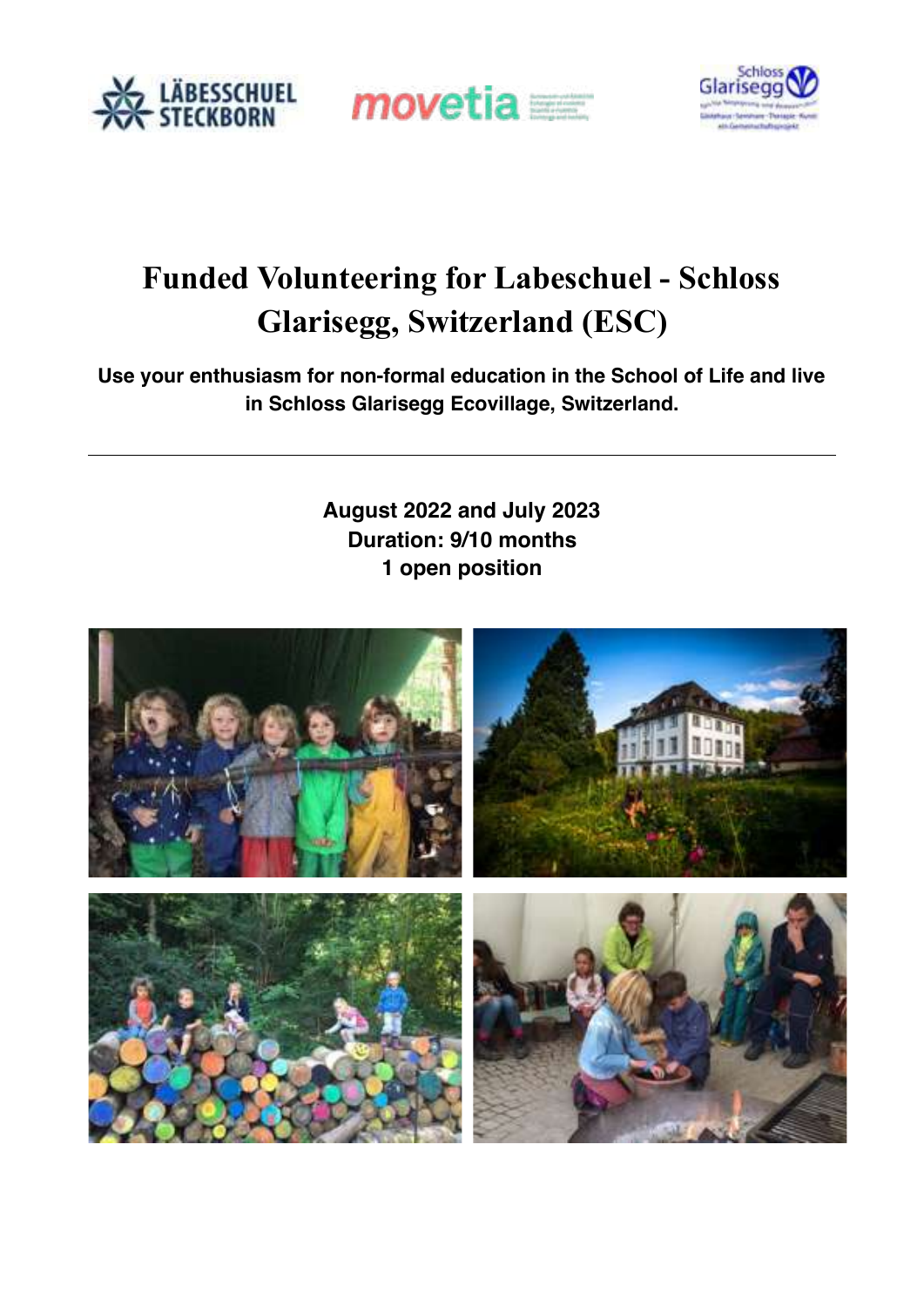# Funded Volunteering for Labeschuel - Schloss Glarisegg, Switzerland (ESC)

**Use your enthusiasm for non-formal education in the School of Life and live in Schloss Glarisegg Ecovillage, Switzerland.**

---

**August 2022 and July 2023**
**Duration: 9/10 months**
**1 open position**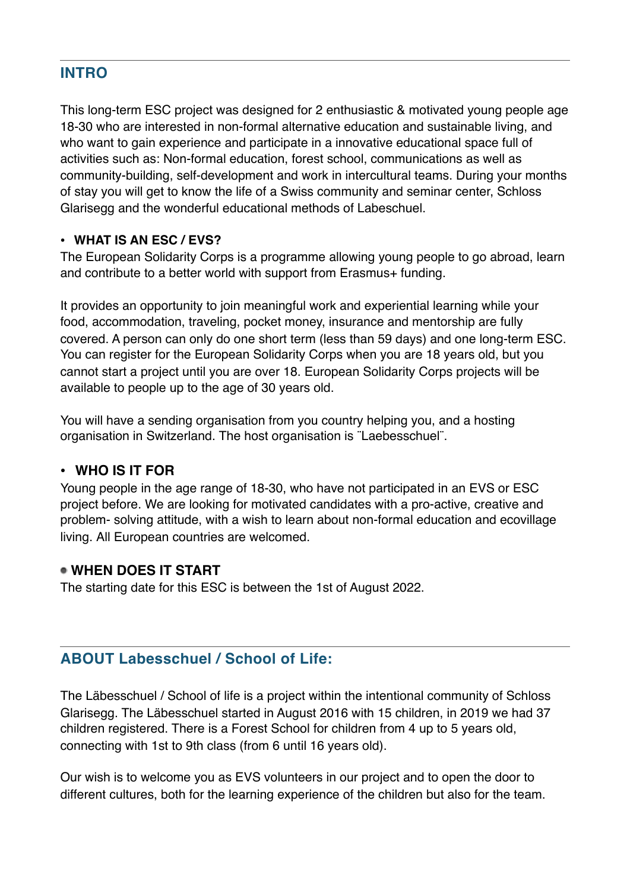## INTRO

This long-term ESC project was designed for 2 enthusiastic & motivated young people age 18-30 who are interested in non-formal alternative education and sustainable living, and who want to gain experience and participate in a innovative educational space full of activities such as: Non-formal education, forest school, communications as well as community-building, self-development and work in intercultural teams. During your months of stay you will get to know the life of a Swiss community and seminar center, Schloss Glarisegg and the wonderful educational methods of Labeschuel.

- **WHAT IS AN ESC / EVS?**

The European Solidarity Corps is a programme allowing young people to go abroad, learn and contribute to a better world with support from Erasmus+ funding.

It provides an opportunity to join meaningful work and experiential learning while your food, accommodation, traveling, pocket money, insurance and mentorship are fully covered. A person can only do one short term (less than 59 days) and one long-term ESC. You can register for the European Solidarity Corps when you are 18 years old, but you cannot start a project until you are over 18. European Solidarity Corps projects will be available to people up to the age of 30 years old.

You will have a sending organisation from you country helping you, and a hosting organisation in Switzerland. The host organisation is ¨Laebesschuel¨.

- **WHO IS IT FOR**

Young people in the age range of 18-30, who have not participated in an EVS or ESC project before. We are looking for motivated candidates with a pro-active, creative and problem- solving attitude, with a wish to learn about non-formal education and ecovillage living. All European countries are welcomed.

- **WHEN DOES IT START**

The starting date for this ESC is between the 1st of August 2022.

## ABOUT Labesschuel / School of Life:

The Läbesschuel / School of life is a project within the intentional community of Schloss Glarisegg. The Läbesschuel started in August 2016 with 15 children, in 2019 we had 37 children registered. There is a Forest School for children from 4 up to 5 years old, connecting with 1st to 9th class (from 6 until 16 years old).

Our wish is to welcome you as EVS volunteers in our project and to open the door to different cultures, both for the learning experience of the children but also for the team.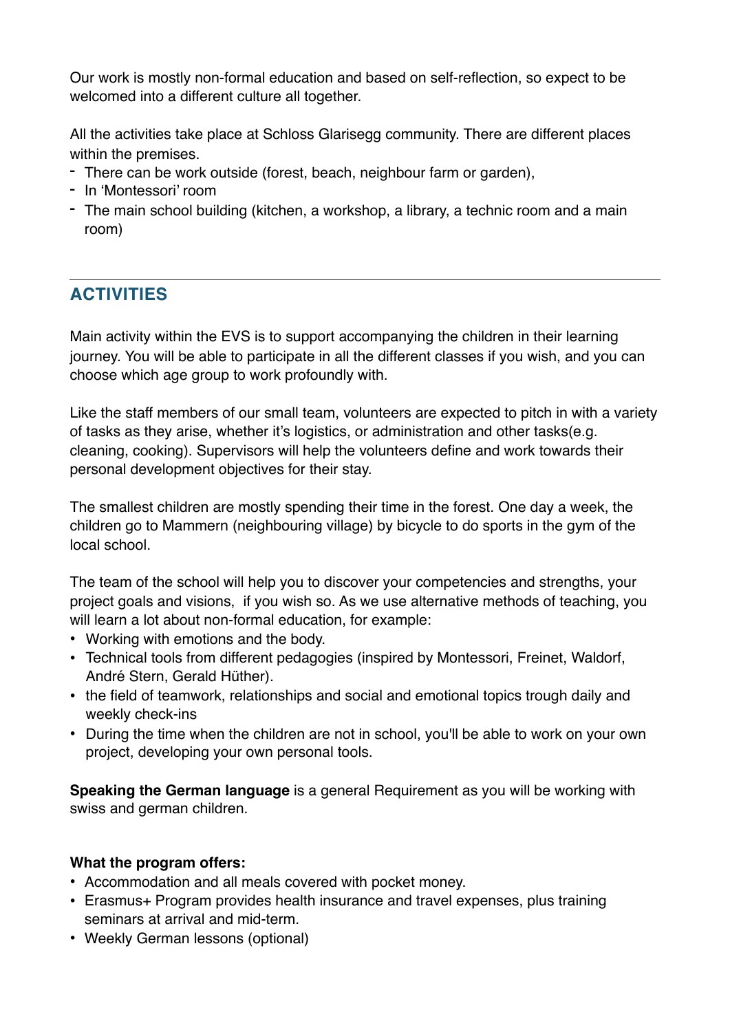Our work is mostly non-formal education and based on self-reflection, so expect to be welcomed into a different culture all together.

All the activities take place at Schloss Glarisegg community. There are different places within the premises.

- There can be work outside (forest, beach, neighbour farm or garden),
- In 'Montessori' room
- The main school building (kitchen, a workshop, a library, a technic room and a main room)

---

## ACTIVITIES

Main activity within the EVS is to support accompanying the children in their learning journey. You will be able to participate in all the different classes if you wish, and you can choose which age group to work profoundly with.

Like the staff members of our small team, volunteers are expected to pitch in with a variety of tasks as they arise, whether it's logistics, or administration and other tasks(e.g. cleaning, cooking). Supervisors will help the volunteers define and work towards their personal development objectives for their stay.

The smallest children are mostly spending their time in the forest. One day a week, the children go to Mammern (neighbouring village) by bicycle to do sports in the gym of the local school.

The team of the school will help you to discover your competencies and strengths, your project goals and visions, if you wish so. As we use alternative methods of teaching, you will learn a lot about non-formal education, for example:

- Working with emotions and the body.
- Technical tools from different pedagogies (inspired by Montessori, Freinet, Waldorf, André Stern, Gerald Hüther).
- the field of teamwork, relationships and social and emotional topics trough daily and weekly check-ins
- During the time when the children are not in school, you'll be able to work on your own project, developing your own personal tools.

**Speaking the German language** is a general Requirement as you will be working with swiss and german children.

**What the program offers:**

- Accommodation and all meals covered with pocket money.
- Erasmus+ Program provides health insurance and travel expenses, plus training seminars at arrival and mid-term.
- Weekly German lessons (optional)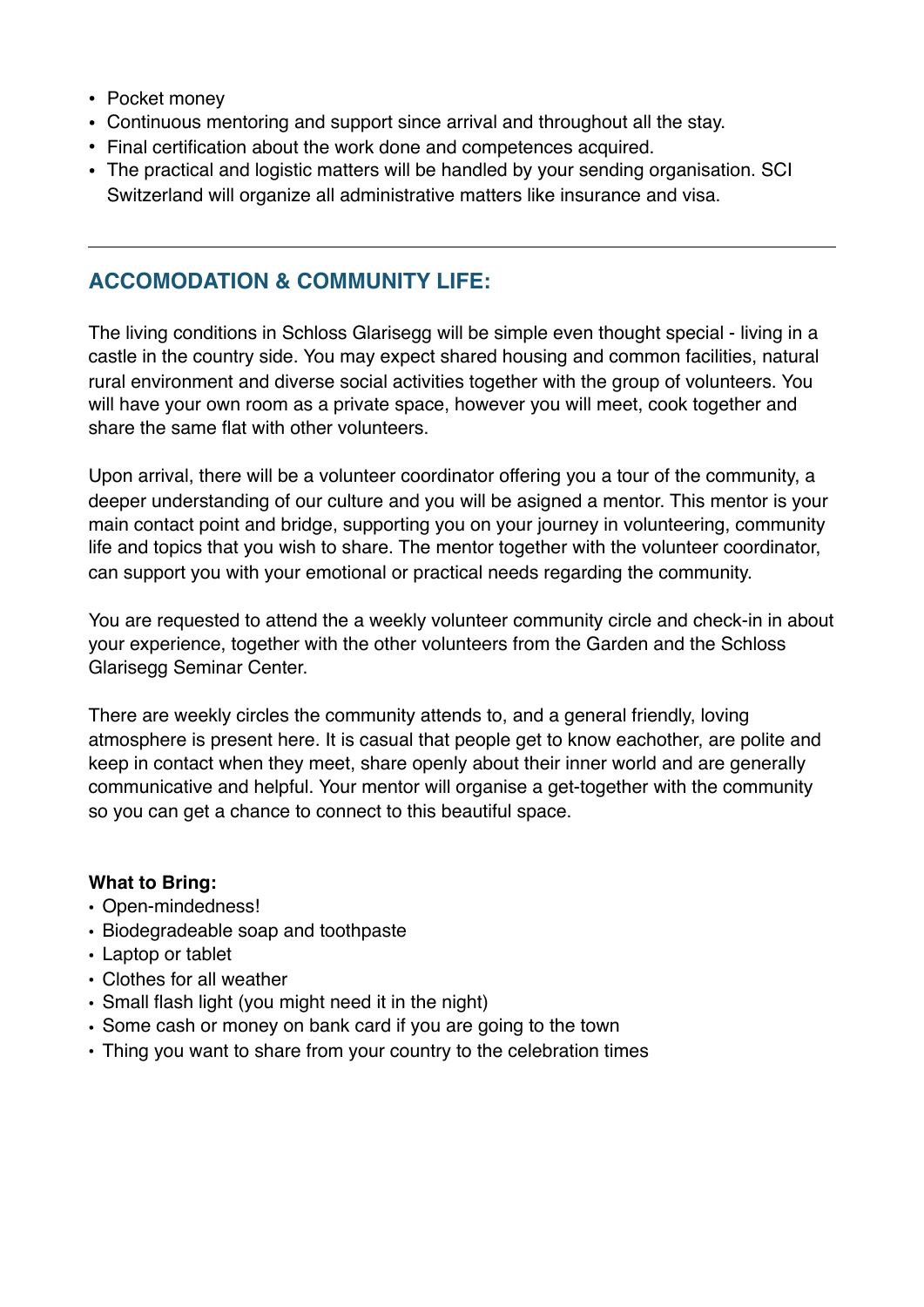- Pocket money
- Continuous mentoring and support since arrival and throughout all the stay.
- Final certification about the work done and competences acquired.
- The practical and logistic matters will be handled by your sending organisation. SCI Switzerland will organize all administrative matters like insurance and visa.

---

## ACCOMODATION & COMMUNITY LIFE:

The living conditions in Schloss Glarisegg will be simple even thought special - living in a castle in the country side. You may expect shared housing and common facilities, natural rural environment and diverse social activities together with the group of volunteers. You will have your own room as a private space, however you will meet, cook together and share the same flat with other volunteers.

Upon arrival, there will be a volunteer coordinator offering you a tour of the community, a deeper understanding of our culture and you will be asigned a mentor. This mentor is your main contact point and bridge, supporting you on your journey in volunteering, community life and topics that you wish to share. The mentor together with the volunteer coordinator, can support you with your emotional or practical needs regarding the community.

You are requested to attend the a weekly volunteer community circle and check-in in about your experience, together with the other volunteers from the Garden and the Schloss Glarisegg Seminar Center.

There are weekly circles the community attends to, and a general friendly, loving atmosphere is present here. It is casual that people get to know eachother, are polite and keep in contact when they meet, share openly about their inner world and are generally communicative and helpful. Your mentor will organise a get-together with the community so you can get a chance to connect to this beautiful space.

**What to Bring:**

- Open-mindedness!
- Biodegradeable soap and toothpaste
- Laptop or tablet
- Clothes for all weather
- Small flash light (you might need it in the night)
- Some cash or money on bank card if you are going to the town
- Thing you want to share from your country to the celebration times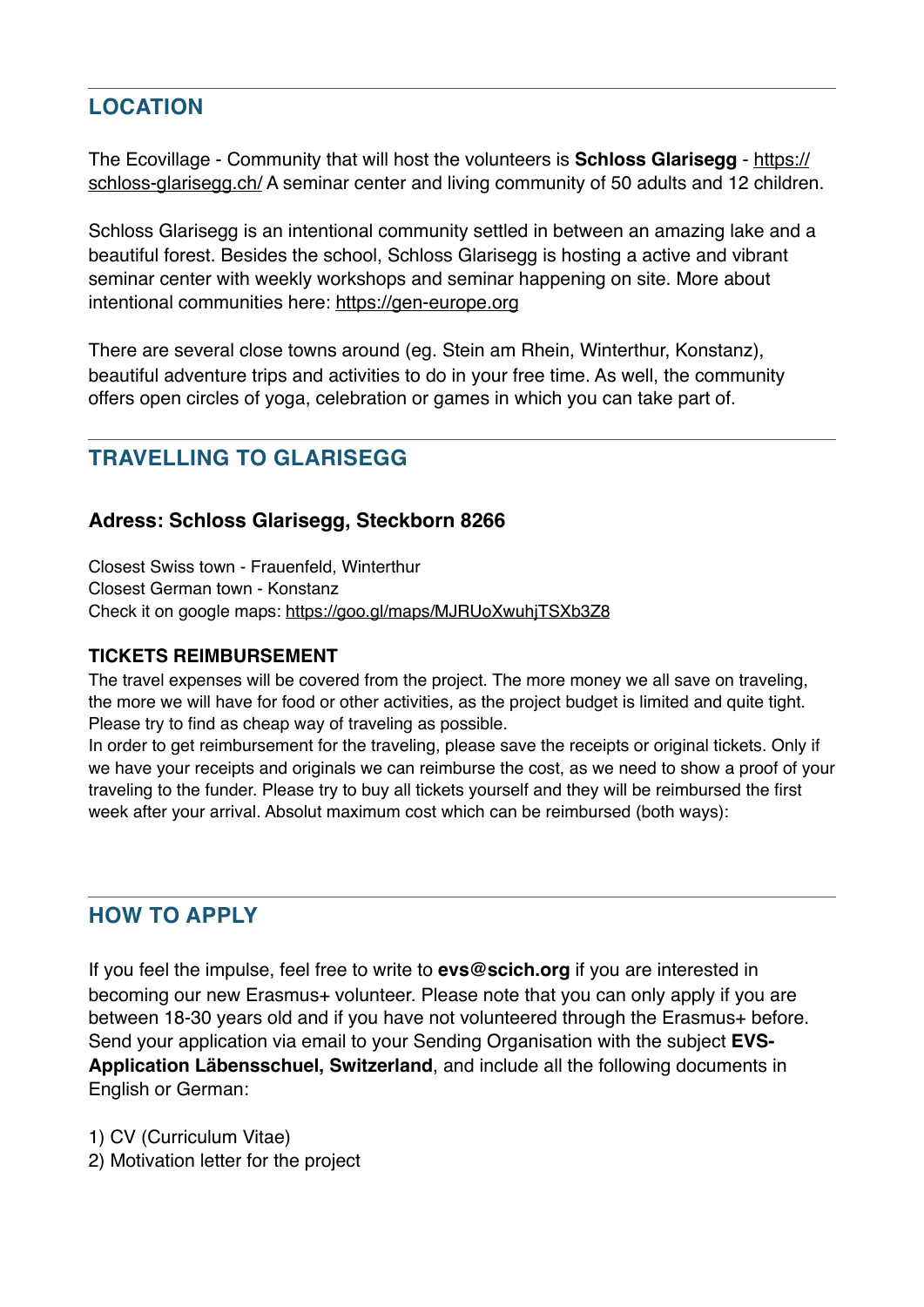## LOCATION

The Ecovillage - Community that will host the volunteers is **Schloss Glarisegg** - https://schloss-glarisegg.ch/ A seminar center and living community of 50 adults and 12 children.

Schloss Glarisegg is an intentional community settled in between an amazing lake and a beautiful forest. Besides the school, Schloss Glarisegg is hosting a active and vibrant seminar center with weekly workshops and seminar happening on site. More about intentional communities here: https://gen-europe.org

There are several close towns around (eg. Stein am Rhein, Winterthur, Konstanz), beautiful adventure trips and activities to do in your free time. As well, the community offers open circles of yoga, celebration or games in which you can take part of.

## TRAVELLING TO GLARISEGG

### Adress: Schloss Glarisegg, Steckborn 8266

Closest Swiss town - Frauenfeld, Winterthur
Closest German town - Konstanz
Check it on google maps: https://goo.gl/maps/MJRUoXwuhjTSXb3Z8

#### TICKETS REIMBURSEMENT

The travel expenses will be covered from the project. The more money we all save on traveling, the more we will have for food or other activities, as the project budget is limited and quite tight. Please try to find as cheap way of traveling as possible.
In order to get reimbursement for the traveling, please save the receipts or original tickets. Only if we have your receipts and originals we can reimburse the cost, as we need to show a proof of your traveling to the funder. Please try to buy all tickets yourself and they will be reimbursed the first week after your arrival. Absolut maximum cost which can be reimbursed (both ways):

## HOW TO APPLY

If you feel the impulse, feel free to write to **evs@scich.org** if you are interested in becoming our new Erasmus+ volunteer. Please note that you can only apply if you are between 18-30 years old and if you have not volunteered through the Erasmus+ before. Send your application via email to your Sending Organisation with the subject **EVS-Application Läbensschuel, Switzerland**, and include all the following documents in English or German:

1) CV (Curriculum Vitae)
2) Motivation letter for the project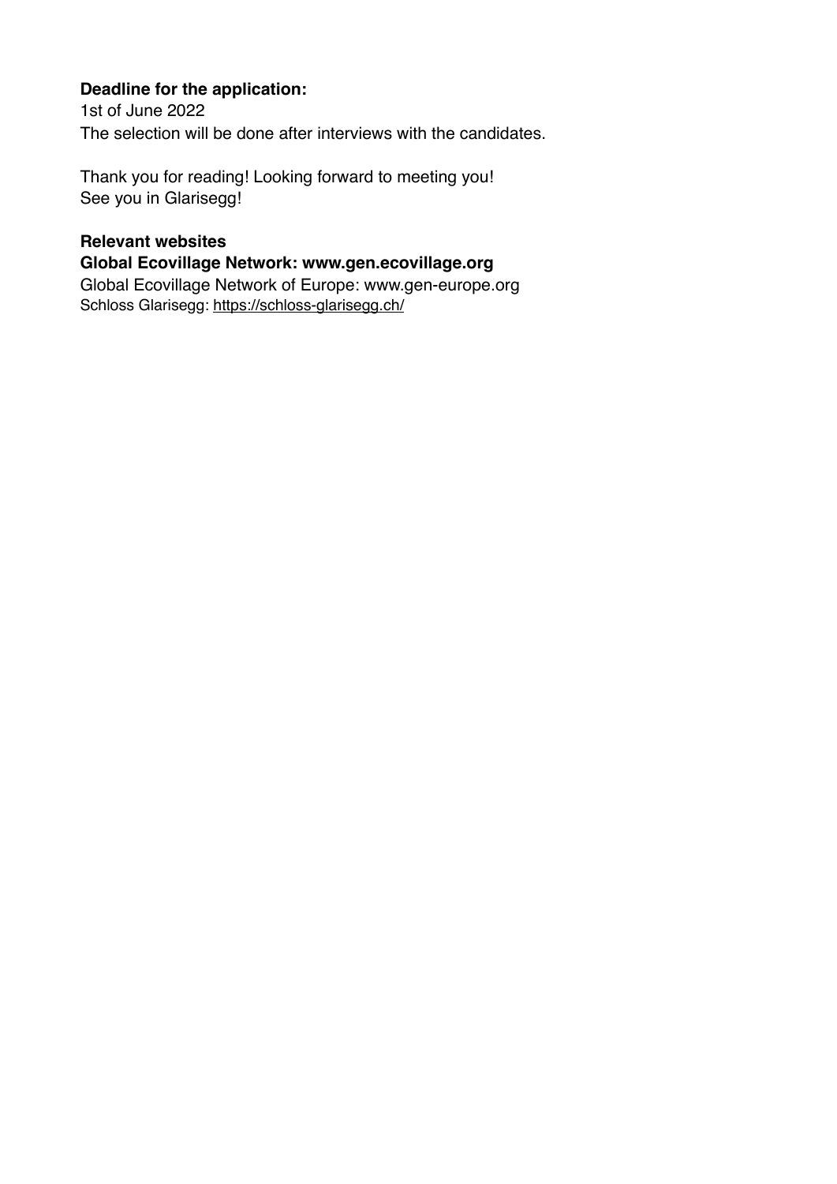**Deadline for the application:**
1st of June 2022
The selection will be done after interviews with the candidates.

Thank you for reading! Looking forward to meeting you!
See you in Glarisegg!

**Relevant websites**
**Global Ecovillage Network: www.gen.ecovillage.org**
Global Ecovillage Network of Europe: www.gen-europe.org
Schloss Glarisegg: https://schloss-glarisegg.ch/